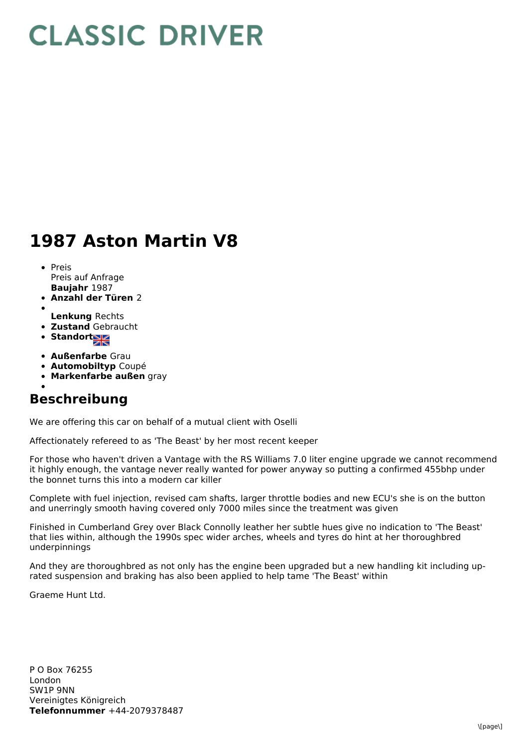# CLASSIC DRIVER

# 1987 Aston Martin V8

- Preis
  Preis auf Anfrage
  **Baujahr** 1987
- **Anzahl der Türen** 2
- 
  **Lenkung** Rechts
- **Zustand** Gebraucht
- **Standort**
- **Außenfarbe** Grau
- **Automobiltyp** Coupé
- **Markenfarbe außen** gray
- 

## Beschreibung

We are offering this car on behalf of a mutual client with Oselli

Affectionately refereed to as 'The Beast' by her most recent keeper

For those who haven't driven a Vantage with the RS Williams 7.0 liter engine upgrade we cannot recommend it highly enough, the vantage never really wanted for power anyway so putting a confirmed 455bhp under the bonnet turns this into a modern car killer

Complete with fuel injection, revised cam shafts, larger throttle bodies and new ECU's she is on the button and unerringly smooth having covered only 7000 miles since the treatment was given

Finished in Cumberland Grey over Black Connolly leather her subtle hues give no indication to 'The Beast' that lies within, although the 1990s spec wider arches, wheels and tyres do hint at her thoroughbred underpinnings

And they are thoroughbred as not only has the engine been upgraded but a new handling kit including up-rated suspension and braking has also been applied to help tame 'The Beast' within

Graeme Hunt Ltd.

P O Box 76255
London
SW1P 9NN
Vereinigtes Königreich
**Telefonnummer** +44-2079378487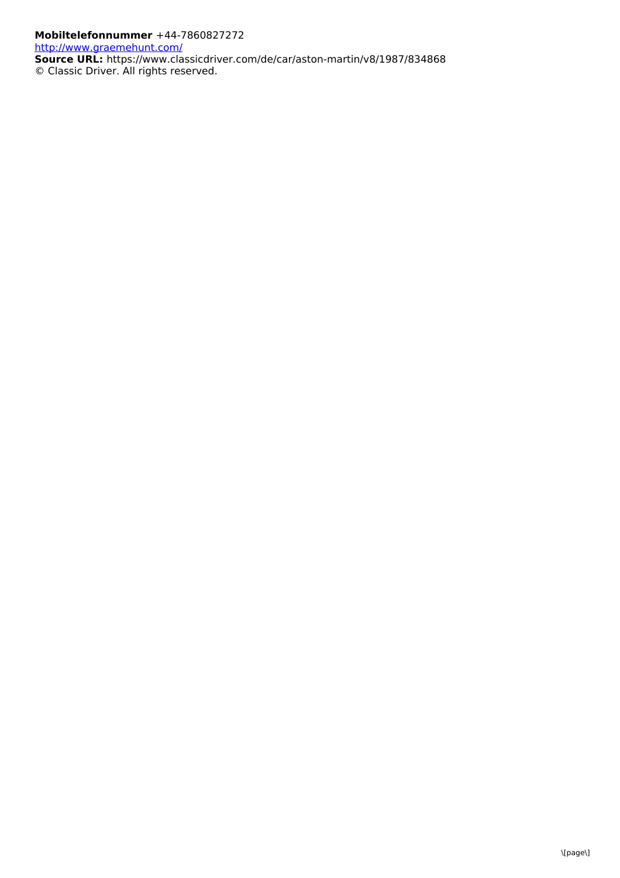**Mobiltelefonnummer** +44-7860827272
http://www.graemehunt.com/
**Source URL:** https://www.classicdriver.com/de/car/aston-martin/v8/1987/834868
© Classic Driver. All rights reserved.